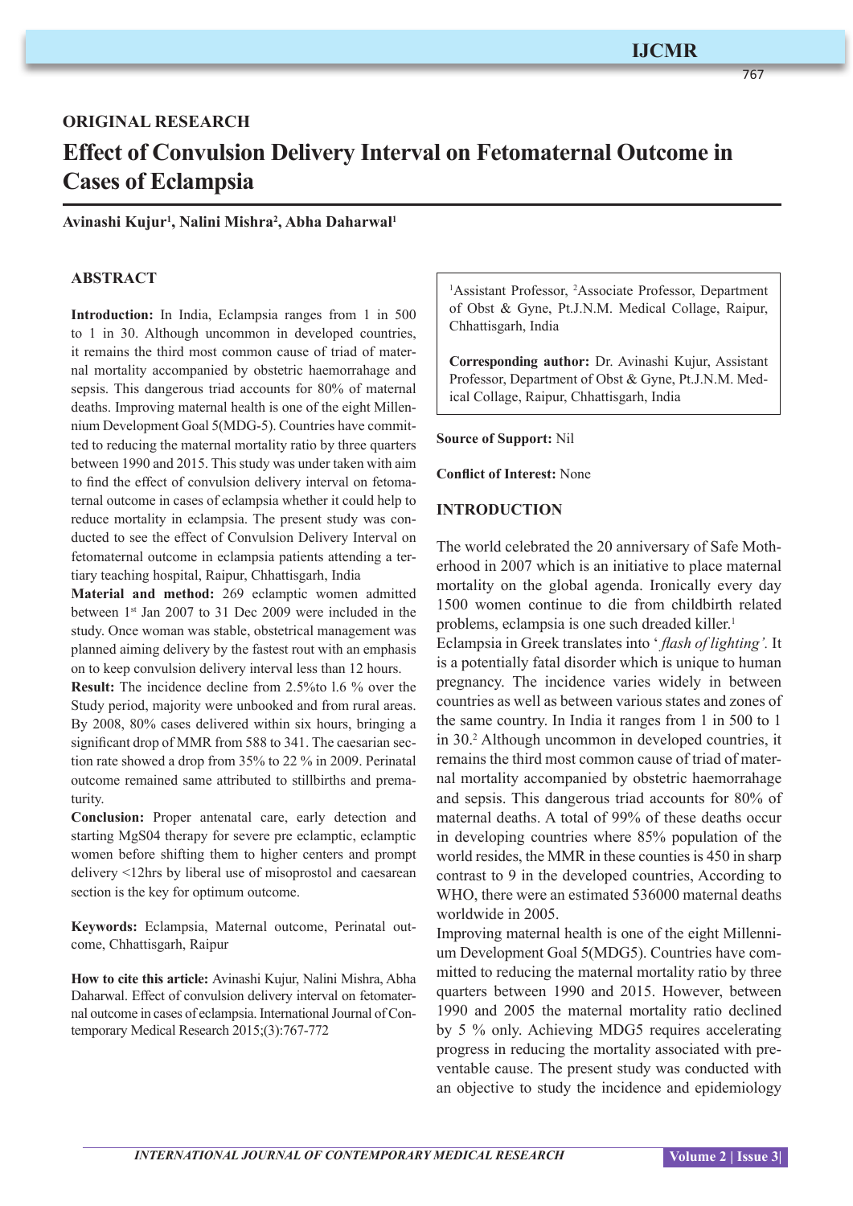ORIGINAL RESEARCH

# Effect of Convulsion Delivery Interval on Fetomaternal Outcome in Cases of Eclampsia

**Avinashi Kujur[1], Nalini Mishra[2], Abha Daharwal[1]**

## ABSTRACT

**Introduction:** In India, Eclampsia ranges from 1 in 500 to 1 in 30. Although uncommon in developed countries, it remains the third most common cause of triad of maternal mortality accompanied by obstetric haemorrhage and sepsis. This dangerous triad accounts for 80% of maternal deaths. Improving maternal health is one of the eight Millennium Development Goal 5(MDG-5). Countries have committed to reducing the maternal mortality ratio by three quarters between 1990 and 2015. This study was under taken with aim to find the effect of convulsion delivery interval on fetomaternal outcome in cases of eclampsia whether it could help to reduce mortality in eclampsia. The present study was conducted to see the effect of Convulsion Delivery Interval on fetomaternal outcome in eclampsia patients attending a tertiary teaching hospital, Raipur, Chhattisgarh, India

**Material and method:** 269 eclamptic women admitted between 1st Jan 2007 to 31 Dec 2009 were included in the study. Once woman was stable, obstetrical management was planned aiming delivery by the fastest rout with an emphasis on to keep convulsion delivery interval less than 12 hours.

**Result:** The incidence decline from 2.5%to 1.6 % over the Study period, majority were unbooked and from rural areas. By 2008, 80% cases delivered within six hours, bringing a significant drop of MMR from 588 to 341. The caesarian section rate showed a drop from 35% to 22 % in 2009. Perinatal outcome remained same attributed to stillbirths and prematurity.

**Conclusion:** Proper antenatal care, early detection and starting MgS04 therapy for severe pre eclamptic, eclamptic women before shifting them to higher centers and prompt delivery <12hrs by liberal use of misoprostol and caesarean section is the key for optimum outcome.

**Keywords:** Eclampsia, Maternal outcome, Perinatal outcome, Chhattisgarh, Raipur

**How to cite this article:** Avinashi Kujur, Nalini Mishra, Abha Daharwal. Effect of convulsion delivery interval on fetomaternal outcome in cases of eclampsia. International Journal of Contemporary Medical Research 2015;(3):767-772

[1]Assistant Professor, [2]Associate Professor, Department of Obst & Gyne, Pt.J.N.M. Medical Collage, Raipur, Chhattisgarh, India

**Corresponding author:** Dr. Avinashi Kujur, Assistant Professor, Department of Obst & Gyne, Pt.J.N.M. Medical Collage, Raipur, Chhattisgarh, India

**Source of Support:** Nil

**Conflict of Interest:** None

## INTRODUCTION

The world celebrated the 20 anniversary of Safe Motherhood in 2007 which is an initiative to place maternal mortality on the global agenda. Ironically every day 1500 women continue to die from childbirth related problems, eclampsia is one such dreaded killer.[1]

Eclampsia in Greek translates into ‘ *flash of lighting'*. It is a potentially fatal disorder which is unique to human pregnancy. The incidence varies widely in between countries as well as between various states and zones of the same country. In India it ranges from 1 in 500 to 1 in 30.[2] Although uncommon in developed countries, it remains the third most common cause of triad of maternal mortality accompanied by obstetric haemorrhage and sepsis. This dangerous triad accounts for 80% of maternal deaths. A total of 99% of these deaths occur in developing countries where 85% population of the world resides, the MMR in these counties is 450 in sharp contrast to 9 in the developed countries, According to WHO, there were an estimated 536000 maternal deaths worldwide in 2005.

Improving maternal health is one of the eight Millennium Development Goal 5(MDG5). Countries have committed to reducing the maternal mortality ratio by three quarters between 1990 and 2015. However, between 1990 and 2005 the maternal mortality ratio declined by 5 % only. Achieving MDG5 requires accelerating progress in reducing the mortality associated with preventable cause. The present study was conducted with an objective to study the incidence and epidemiology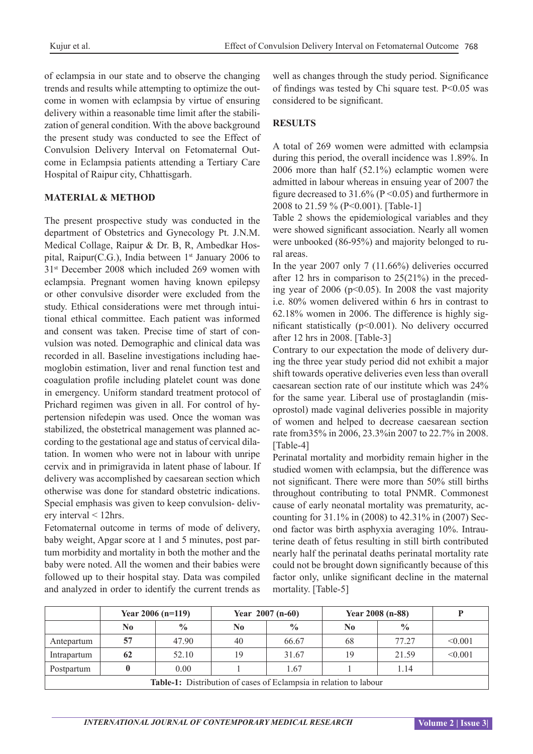of eclampsia in our state and to observe the changing trends and results while attempting to optimize the outcome in women with eclampsia by virtue of ensuring delivery within a reasonable time limit after the stabilization of general condition. With the above background the present study was conducted to see the Effect of Convulsion Delivery Interval on Fetomaternal Outcome in Eclampsia patients attending a Tertiary Care Hospital of Raipur city, Chhattisgarh.

## MATERIAL & METHOD

The present prospective study was conducted in the department of Obstetrics and Gynecology Pt. J.N.M. Medical Collage, Raipur & Dr. B, R, Ambedkar Hospital, Raipur(C.G.), India between 1st January 2006 to 31st December 2008 which included 269 women with eclampsia. Pregnant women having known epilepsy or other convulsive disorder were excluded from the study. Ethical considerations were met through intuitional ethical committee. Each patient was informed and consent was taken. Precise time of start of convulsion was noted. Demographic and clinical data was recorded in all. Baseline investigations including haemoglobin estimation, liver and renal function test and coagulation profile including platelet count was done in emergency. Uniform standard treatment protocol of Prichard regimen was given in all. For control of hypertension nifedepin was used. Once the woman was stabilized, the obstetrical management was planned according to the gestational age and status of cervical dilatation. In women who were not in labour with unripe cervix and in primigravida in latent phase of labour. If delivery was accomplished by caesarean section which otherwise was done for standard obstetric indications. Special emphasis was given to keep convulsion- delivery interval < 12hrs.

Fetomaternal outcome in terms of mode of delivery, baby weight, Apgar score at 1 and 5 minutes, post partum morbidity and mortality in both the mother and the baby were noted. All the women and their babies were followed up to their hospital stay. Data was compiled and analyzed in order to identify the current trends as well as changes through the study period. Significance of findings was tested by Chi square test. P<0.05 was considered to be significant.

## RESULTS

A total of 269 women were admitted with eclampsia during this period, the overall incidence was 1.89%. In 2006 more than half (52.1%) eclamptic women were admitted in labour whereas in ensuing year of 2007 the figure decreased to 31.6% (P <0.05) and furthermore in 2008 to 21.59 % (P<0.001). [Table-1]

Table 2 shows the epidemiological variables and they were showed significant association. Nearly all women were unbooked (86-95%) and majority belonged to rural areas.

In the year 2007 only 7 (11.66%) deliveries occurred after 12 hrs in comparison to 25(21%) in the preceding year of 2006 (p<0.05). In 2008 the vast majority i.e. 80% women delivered within 6 hrs in contrast to 62.18% women in 2006. The difference is highly significant statistically (p<0.001). No delivery occurred after 12 hrs in 2008. [Table-3]

Contrary to our expectation the mode of delivery during the three year study period did not exhibit a major shift towards operative deliveries even less than overall caesarean section rate of our institute which was 24% for the same year. Liberal use of prostaglandin (misoprostol) made vaginal deliveries possible in majority of women and helped to decrease caesarean section rate from35% in 2006, 23.3%in 2007 to 22.7% in 2008. [Table-4]

Perinatal mortality and morbidity remain higher in the studied women with eclampsia, but the difference was not significant. There were more than 50% still births throughout contributing to total PNMR. Commonest cause of early neonatal mortality was prematurity, accounting for 31.1% in (2008) to 42.31% in (2007) Second factor was birth asphyxia averaging 10%. Intrauterine death of fetus resulting in still birth contributed nearly half the perinatal deaths perinatal mortality rate could not be brought down significantly because of this factor only, unlike significant decline in the maternal mortality. [Table-5]

| | Year 2006 (n=119) | | Year 2007 (n-60) | | Year 2008 (n-88) | | P |
|---|---|---|---|---|---|---|---|
| | No | % | No | % | No | % | |
| Antepartum | **57** | 47.90 | 40 | 66.67 | 68 | 77.27 | <0.001 |
| Intrapartum | **62** | 52.10 | 19 | 31.67 | 19 | 21.59 | <0.001 |
| Postpartum | **0** | 0.00 | 1 | 1.67 | 1 | 1.14 | |

**Table-1:** Distribution of cases of Eclampsia in relation to labour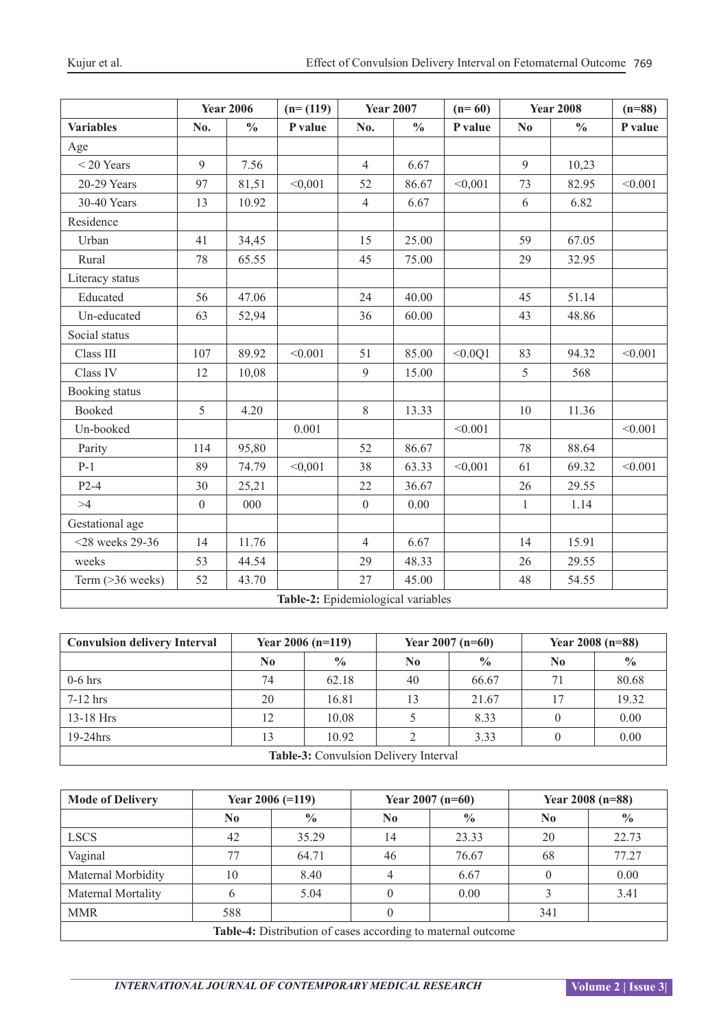| | Year 2006 | | (n= (119) | Year 2007 | | (n= 60) | Year 2008 | | (n=88) |
|---|---|---|---|---|---|---|---|---|---|
| **Variables** | **No.** | **%** | **P value** | **No.** | **%** | **P value** | **No** | **%** | **P value** |
| Age | | | | | | | | | |
| < 20 Years | 9 | 7.56 | | 4 | 6.67 | | 9 | 10,23 | |
| 20-29 Years | 97 | 81,51 | <0,001 | 52 | 86.67 | <0,001 | 73 | 82.95 | <0.001 |
| 30-40 Years | 13 | 10.92 | | 4 | 6.67 | | 6 | 6.82 | |
| Residence | | | | | | | | | |
| Urban | 41 | 34,45 | | 15 | 25.00 | | 59 | 67.05 | |
| Rural | 78 | 65.55 | | 45 | 75.00 | | 29 | 32.95 | |
| Literacy status | | | | | | | | | |
| Educated | 56 | 47.06 | | 24 | 40.00 | | 45 | 51.14 | |
| Un-educated | 63 | 52,94 | | 36 | 60.00 | | 43 | 48.86 | |
| Social status | | | | | | | | | |
| Class III | 107 | 89.92 | <0.001 | 51 | 85.00 | <0.0Q1 | 83 | 94.32 | <0.001 |
| Class IV | 12 | 10,08 | | 9 | 15.00 | | 5 | 568 | |
| Booking status | | | | | | | | | |
| Booked | 5 | 4.20 | | 8 | 13.33 | | 10 | 11.36 | |
| Un-booked | | | 0.001 | | | <0.001 | | | <0.001 |
| Parity | 114 | 95,80 | | 52 | 86.67 | | 78 | 88.64 | |
| P-1 | 89 | 74.79 | <0,001 | 38 | 63.33 | <0,001 | 61 | 69.32 | <0.001 |
| P2-4 | 30 | 25,21 | | 22 | 36.67 | | 26 | 29.55 | |
| >4 | 0 | 000 | | 0 | 0.00 | | 1 | 1.14 | |
| Gestational age | | | | | | | | | |
| <28 weeks 29-36 | 14 | 11.76 | | 4 | 6.67 | | 14 | 15.91 | |
| weeks | 53 | 44.54 | | 29 | 48.33 | | 26 | 29.55 | |
| Term (>36 weeks) | 52 | 43.70 | | 27 | 45.00 | | 48 | 54.55 | |

**Table-2:** Epidemiological variables

| Convulsion delivery Interval | Year 2006 (n=119) | | Year 2007 (n=60) | | Year 2008 (n=88) | |
|---|---|---|---|---|---|---|
| | **No** | **%** | **No** | **%** | **No** | **%** |
| 0-6 hrs | 74 | 62.18 | 40 | 66.67 | 71 | 80.68 |
| 7-12 hrs | 20 | 16.81 | 13 | 21.67 | 17 | 19.32 |
| 13-18 Hrs | 12 | 10.08 | 5 | 8.33 | 0 | 0.00 |
| 19-24hrs | 13 | 10.92 | 2 | 3.33 | 0 | 0.00 |

**Table-3:** Convulsion Delivery Interval

| Mode of Delivery | Year 2006 (=119) | | Year 2007 (n=60) | | Year 2008 (n=88) | |
|---|---|---|---|---|---|---|
| | **No** | **%** | **No** | **%** | **No** | **%** |
| LSCS | 42 | 35.29 | 14 | 23.33 | 20 | 22.73 |
| Vaginal | 77 | 64.71 | 46 | 76.67 | 68 | 77.27 |
| Maternal Morbidity | 10 | 8.40 | 4 | 6.67 | 0 | 0.00 |
| Maternal Mortality | 6 | 5.04 | 0 | 0.00 | 3 | 3.41 |
| MMR | 588 | | 0 | | 341 | |

**Table-4:** Distribution of cases according to maternal outcome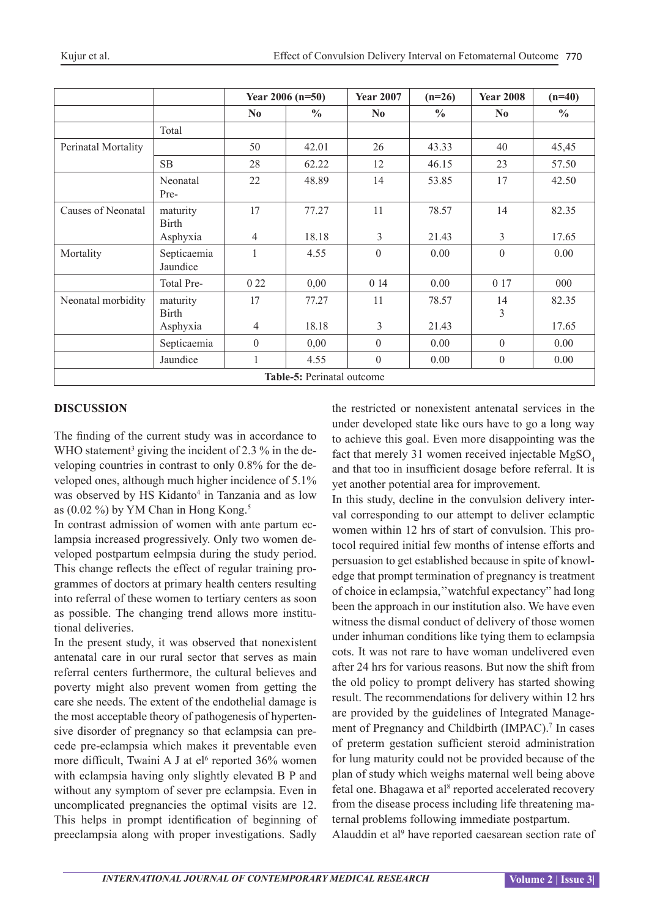| | | Year 2006 (n=50) | | Year 2007 | (n=26) | Year 2008 | (n=40) |
|---|---|---|---|---|---|---|---|
| | | No | % | No | % | No | % |
| | Total | | | | | | |
| Perinatal Mortality | | 50 | 42.01 | 26 | 43.33 | 40 | 45,45 |
| | SB | 28 | 62.22 | 12 | 46.15 | 23 | 57.50 |
| | Neonatal Pre- | 22 | 48.89 | 14 | 53.85 | 17 | 42.50 |
| Causes of Neonatal | maturity Birth Asphyxia | 17 4 | 77.27 18.18 | 11 3 | 78.57 21.43 | 14 3 | 82.35 17.65 |
| Mortality | Septicaemia Jaundice | 1 | 4.55 | 0 | 0.00 | 0 | 0.00 |
| | Total Pre- | 0 22 | 0,00 | 0 14 | 0.00 | 0 17 | 000 |
| Neonatal morbidity | maturity Birth Asphyxia | 17 4 | 77.27 18.18 | 11 3 | 78.57 21.43 | 14 3 | 82.35 17.65 |
| | Septicaemia | 0 | 0,00 | 0 | 0.00 | 0 | 0.00 |
| | Jaundice | 1 | 4.55 | 0 | 0.00 | 0 | 0.00 |

**Table-5:** Perinatal outcome

## DISCUSSION

The finding of the current study was in accordance to WHO statement[3] giving the incident of 2.3 % in the developing countries in contrast to only 0.8% for the developed ones, although much higher incidence of 5.1% was observed by HS Kidanto[4] in Tanzania and as low as (0.02 %) by YM Chan in Hong Kong.[5]

In contrast admission of women with ante partum eclampsia increased progressively. Only two women developed postpartum eelmpsia during the study period. This change reflects the effect of regular training programmes of doctors at primary health centers resulting into referral of these women to tertiary centers as soon as possible. The changing trend allows more institutional deliveries.

In the present study, it was observed that nonexistent antenatal care in our rural sector that serves as main referral centers furthermore, the cultural believes and poverty might also prevent women from getting the care she needs. The extent of the endothelial damage is the most acceptable theory of pathogenesis of hypertensive disorder of pregnancy so that eclampsia can precede pre-eclampsia which makes it preventable even more difficult, Twaini A J at el[6] reported 36% women with eclampsia having only slightly elevated B P and without any symptom of sever pre eclampsia. Even in uncomplicated pregnancies the optimal visits are 12. This helps in prompt identification of beginning of preeclampsia along with proper investigations. Sadly the restricted or nonexistent antenatal services in the under developed state like ours have to go a long way to achieve this goal. Even more disappointing was the fact that merely 31 women received injectable $MgSO_4$ and that too in insufficient dosage before referral. It is yet another potential area for improvement.

In this study, decline in the convulsion delivery interval corresponding to our attempt to deliver eclamptic women within 12 hrs of start of convulsion. This protocol required initial few months of intense efforts and persuasion to get established because in spite of knowledge that prompt termination of pregnancy is treatment of choice in eclampsia,''watchful expectancy" had long been the approach in our institution also. We have even witness the dismal conduct of delivery of those women under inhuman conditions like tying them to eclampsia cots. It was not rare to have woman undelivered even after 24 hrs for various reasons. But now the shift from the old policy to prompt delivery has started showing result. The recommendations for delivery within 12 hrs are provided by the guidelines of Integrated Management of Pregnancy and Childbirth (IMPAC).[7] In cases of preterm gestation sufficient steroid administration for lung maturity could not be provided because of the plan of study which weighs maternal well being above fetal one. Bhagawa et al[8] reported accelerated recovery from the disease process including life threatening maternal problems following immediate postpartum.

Alauddin et al[9] have reported caesarean section rate of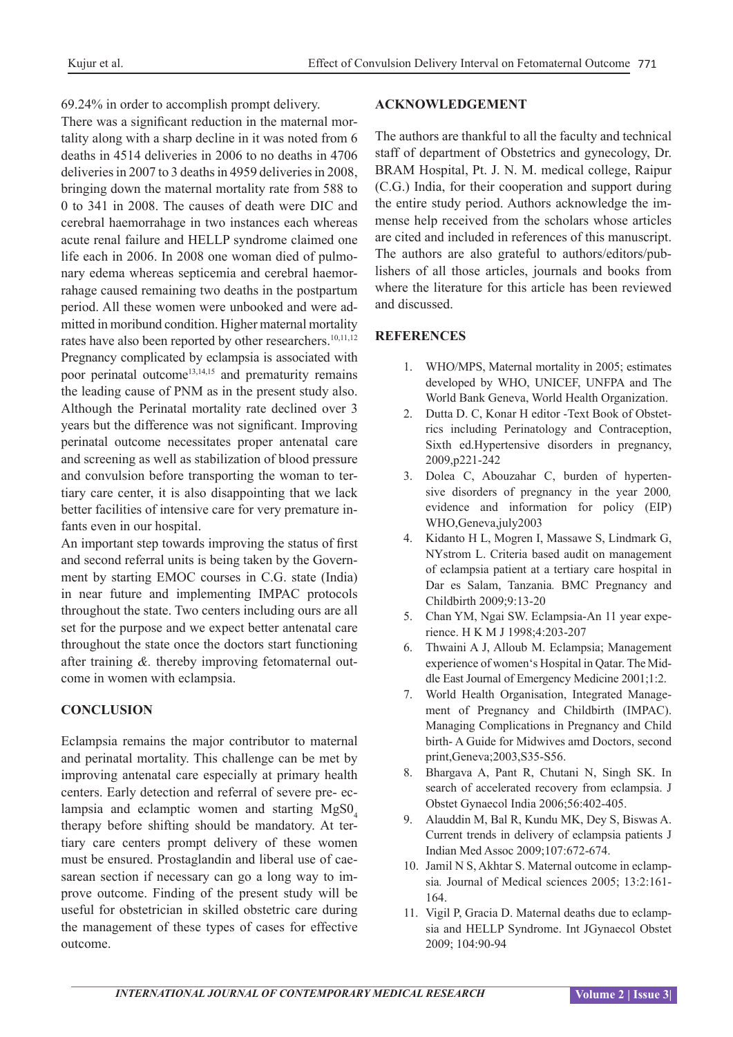69.24% in order to accomplish prompt delivery.

There was a significant reduction in the maternal mortality along with a sharp decline in it was noted from 6 deaths in 4514 deliveries in 2006 to no deaths in 4706 deliveries in 2007 to 3 deaths in 4959 deliveries in 2008, bringing down the maternal mortality rate from 588 to 0 to 341 in 2008. The causes of death were DIC and cerebral haemorrahage in two instances each whereas acute renal failure and HELLP syndrome claimed one life each in 2006. In 2008 one woman died of pulmonary edema whereas septicemia and cerebral haemorrahage caused remaining two deaths in the postpartum period. All these women were unbooked and were admitted in moribund condition. Higher maternal mortality rates have also been reported by other researchers.[10,11,12] Pregnancy complicated by eclampsia is associated with poor perinatal outcome[13,14,15] and prematurity remains the leading cause of PNM as in the present study also. Although the Perinatal mortality rate declined over 3 years but the difference was not significant. Improving perinatal outcome necessitates proper antenatal care and screening as well as stabilization of blood pressure and convulsion before transporting the woman to tertiary care center, it is also disappointing that we lack better facilities of intensive care for very premature infants even in our hospital.

An important step towards improving the status of first and second referral units is being taken by the Government by starting EMOC courses in C.G. state (India) in near future and implementing IMPAC protocols throughout the state. Two centers including ours are all set for the purpose and we expect better antenatal care throughout the state once the doctors start functioning after training *&.* thereby improving fetomaternal outcome in women with eclampsia.

## CONCLUSION

Eclampsia remains the major contributor to maternal and perinatal mortality. This challenge can be met by improving antenatal care especially at primary health centers. Early detection and referral of severe pre- eclampsia and eclamptic women and starting $MgS0_4$ therapy before shifting should be mandatory. At tertiary care centers prompt delivery of these women must be ensured. Prostaglandin and liberal use of caesarean section if necessary can go a long way to improve outcome. Finding of the present study will be useful for obstetrician in skilled obstetric care during the management of these types of cases for effective outcome.

## ACKNOWLEDGEMENT

The authors are thankful to all the faculty and technical staff of department of Obstetrics and gynecology, Dr. BRAM Hospital, Pt. J. N. M. medical college, Raipur (C.G.) India, for their cooperation and support during the entire study period. Authors acknowledge the immense help received from the scholars whose articles are cited and included in references of this manuscript. The authors are also grateful to authors/editors/publishers of all those articles, journals and books from where the literature for this article has been reviewed and discussed.

## REFERENCES

1. WHO/MPS, Maternal mortality in 2005; estimates developed by WHO, UNICEF, UNFPA and The World Bank Geneva, World Health Organization.
2. Dutta D. C, Konar H editor -Text Book of Obstetrics including Perinatology and Contraception, Sixth ed.Hypertensive disorders in pregnancy, 2009,p221-242
3. Dolea C, Abouzahar C, burden of hypertensive disorders of pregnancy in the year 2000*,* evidence and information for policy (EIP) WHO,Geneva,july2003
4. Kidanto H L, Mogren I, Massawe S, Lindmark G, NYstrom L. Criteria based audit on management of eclampsia patient at a tertiary care hospital in Dar es Salam, Tanzania*.* BMC Pregnancy and Childbirth 2009;9:13-20
5. Chan YM, Ngai SW. Eclampsia-An 11 year experience. H K M J 1998;4:203-207
6. Thwaini A J, Alloub M. Eclampsia; Management experience of women's Hospital in Qatar. The Middle East Journal of Emergency Medicine 2001;1:2.
7. World Health Organisation, Integrated Management of Pregnancy and Childbirth (IMPAC). Managing Complications in Pregnancy and Child birth- A Guide for Midwives amd Doctors, second print,Geneva;2003,S35-S56.
8. Bhargava A, Pant R, Chutani N, Singh SK. In search of accelerated recovery from eclampsia. J Obstet Gynaecol India 2006;56:402-405.
9. Alauddin M, Bal R, Kundu MK, Dey S, Biswas A. Current trends in delivery of eclampsia patients J Indian Med Assoc 2009;107:672-674.
10. Jamil N S, Akhtar S. Maternal outcome in eclampsia*.* Journal of Medical sciences 2005; 13:2:161-164.
11. Vigil P, Gracia D. Maternal deaths due to eclampsia and HELLP Syndrome. Int JGynaecol Obstet 2009; 104:90-94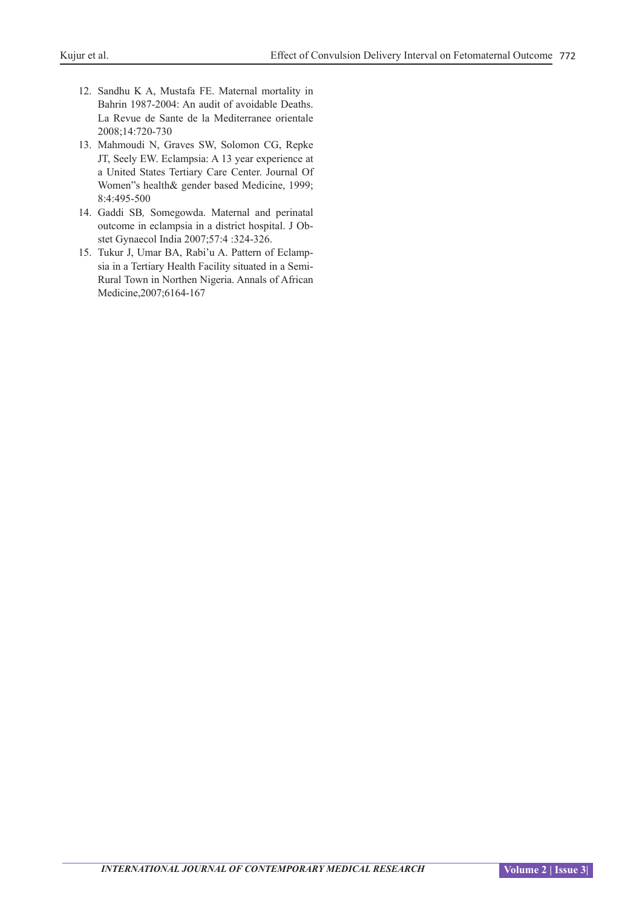12. Sandhu K A, Mustafa FE. Maternal mortality in Bahrin 1987-2004: An audit of avoidable Deaths. La Revue de Sante de la Mediterranee orientale 2008;14:720-730
13. Mahmoudi N, Graves SW, Solomon CG, Repke JT, Seely EW. Eclampsia: A 13 year experience at a United States Tertiary Care Center. Journal Of Women"s health& gender based Medicine, 1999; 8:4:495-500
14. Gaddi SB*,* Somegowda. Maternal and perinatal outcome in eclampsia in a district hospital. J Obstet Gynaecol India 2007;57:4 :324-326.
15. Tukur J, Umar BA, Rabi'u A. Pattern of Eclampsia in a Tertiary Health Facility situated in a Semi-Rural Town in Northen Nigeria. Annals of African Medicine,2007;6164-167